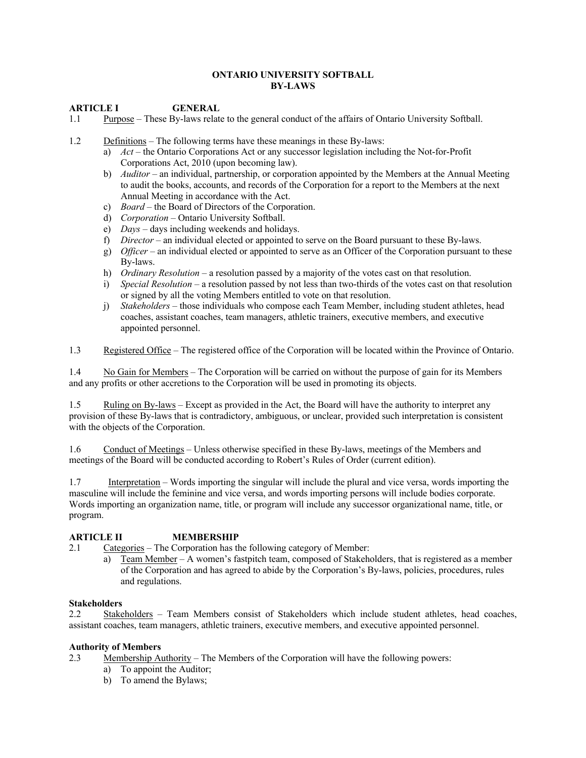# ONTARIO UNIVERSITY SOFTBALL
# BY-LAWS

## ARTICLE I GENERAL

1.1 Purpose – These By-laws relate to the general conduct of the affairs of Ontario University Softball.

1.2 Definitions – The following terms have these meanings in these By-laws:

a) *Act* – the Ontario Corporations Act or any successor legislation including the Not-for-Profit Corporations Act, 2010 (upon becoming law).
b) *Auditor* – an individual, partnership, or corporation appointed by the Members at the Annual Meeting to audit the books, accounts, and records of the Corporation for a report to the Members at the next Annual Meeting in accordance with the Act.
c) *Board* – the Board of Directors of the Corporation.
d) *Corporation* – Ontario University Softball.
e) *Days* – days including weekends and holidays.
f) *Director* – an individual elected or appointed to serve on the Board pursuant to these By-laws.
g) *Officer* – an individual elected or appointed to serve as an Officer of the Corporation pursuant to these By-laws.
h) *Ordinary Resolution* – a resolution passed by a majority of the votes cast on that resolution.
i) *Special Resolution* – a resolution passed by not less than two-thirds of the votes cast on that resolution or signed by all the voting Members entitled to vote on that resolution.
j) *Stakeholders* – those individuals who compose each Team Member, including student athletes, head coaches, assistant coaches, team managers, athletic trainers, executive members, and executive appointed personnel.

1.3 Registered Office – The registered office of the Corporation will be located within the Province of Ontario.

1.4 No Gain for Members – The Corporation will be carried on without the purpose of gain for its Members and any profits or other accretions to the Corporation will be used in promoting its objects.

1.5 Ruling on By-laws – Except as provided in the Act, the Board will have the authority to interpret any provision of these By-laws that is contradictory, ambiguous, or unclear, provided such interpretation is consistent with the objects of the Corporation.

1.6 Conduct of Meetings – Unless otherwise specified in these By-laws, meetings of the Members and meetings of the Board will be conducted according to Robert's Rules of Order (current edition).

1.7 Interpretation – Words importing the singular will include the plural and vice versa, words importing the masculine will include the feminine and vice versa, and words importing persons will include bodies corporate. Words importing an organization name, title, or program will include any successor organizational name, title, or program.

## ARTICLE II MEMBERSHIP

2.1 Categories – The Corporation has the following category of Member:

a) Team Member – A women's fastpitch team, composed of Stakeholders, that is registered as a member of the Corporation and has agreed to abide by the Corporation's By-laws, policies, procedures, rules and regulations.

**Stakeholders**

2.2 Stakeholders – Team Members consist of Stakeholders which include student athletes, head coaches, assistant coaches, team managers, athletic trainers, executive members, and executive appointed personnel.

**Authority of Members**

2.3 Membership Authority – The Members of the Corporation will have the following powers:

a) To appoint the Auditor;
b) To amend the Bylaws;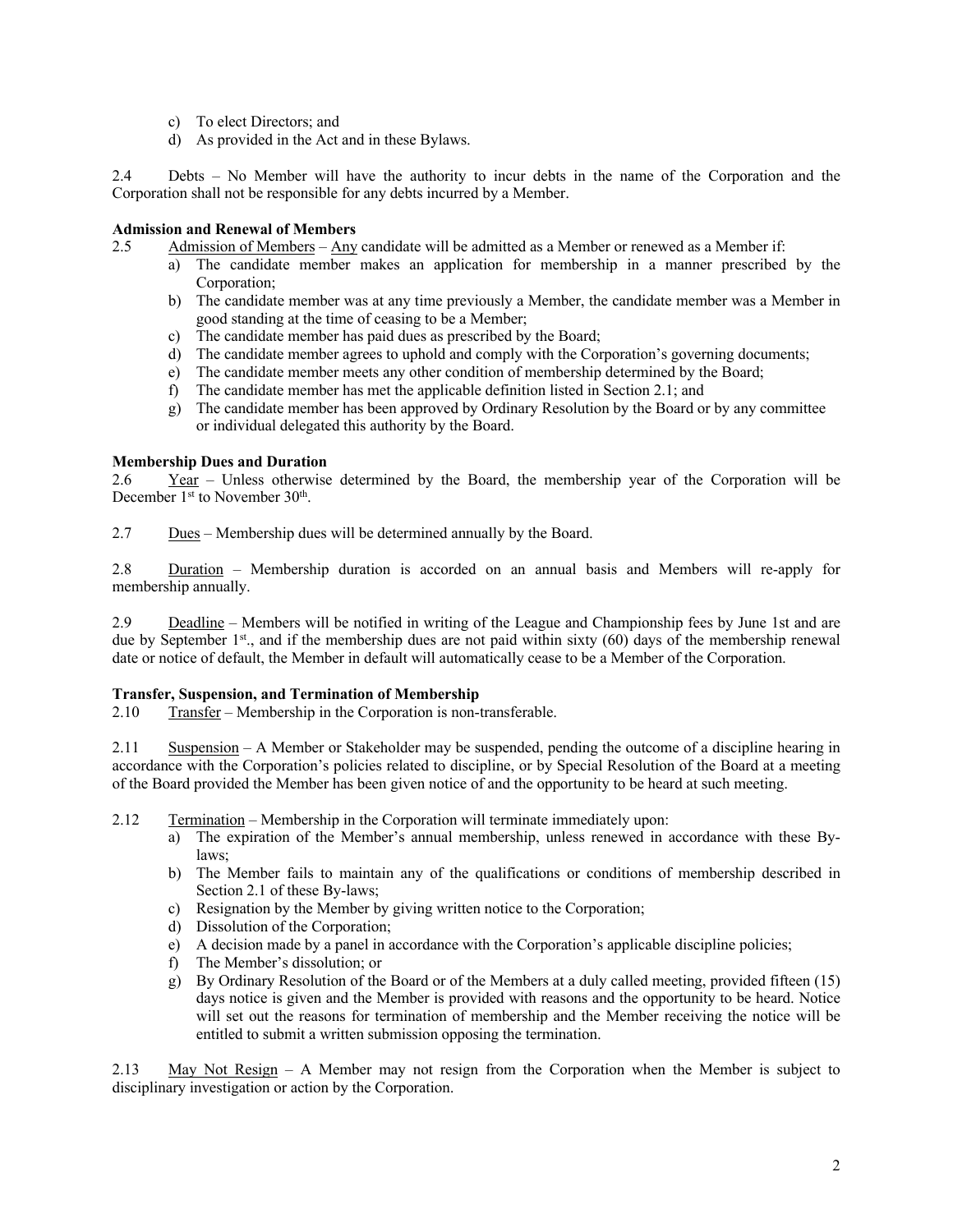c) To elect Directors; and
d) As provided in the Act and in these Bylaws.

2.4 Debts – No Member will have the authority to incur debts in the name of the Corporation and the Corporation shall not be responsible for any debts incurred by a Member.

**Admission and Renewal of Members**

2.5 Admission of Members – Any candidate will be admitted as a Member or renewed as a Member if:

a) The candidate member makes an application for membership in a manner prescribed by the Corporation;
b) The candidate member was at any time previously a Member, the candidate member was a Member in good standing at the time of ceasing to be a Member;
c) The candidate member has paid dues as prescribed by the Board;
d) The candidate member agrees to uphold and comply with the Corporation's governing documents;
e) The candidate member meets any other condition of membership determined by the Board;
f) The candidate member has met the applicable definition listed in Section 2.1; and
g) The candidate member has been approved by Ordinary Resolution by the Board or by any committee or individual delegated this authority by the Board.

**Membership Dues and Duration**

2.6 Year – Unless otherwise determined by the Board, the membership year of the Corporation will be December 1st to November 30th.

2.7 Dues – Membership dues will be determined annually by the Board.

2.8 Duration – Membership duration is accorded on an annual basis and Members will re-apply for membership annually.

2.9 Deadline – Members will be notified in writing of the League and Championship fees by June 1st and are due by September 1st., and if the membership dues are not paid within sixty (60) days of the membership renewal date or notice of default, the Member in default will automatically cease to be a Member of the Corporation.

**Transfer, Suspension, and Termination of Membership**

2.10 Transfer – Membership in the Corporation is non-transferable.

2.11 Suspension – A Member or Stakeholder may be suspended, pending the outcome of a discipline hearing in accordance with the Corporation's policies related to discipline, or by Special Resolution of the Board at a meeting of the Board provided the Member has been given notice of and the opportunity to be heard at such meeting.

2.12 Termination – Membership in the Corporation will terminate immediately upon:

a) The expiration of the Member's annual membership, unless renewed in accordance with these By-laws;
b) The Member fails to maintain any of the qualifications or conditions of membership described in Section 2.1 of these By-laws;
c) Resignation by the Member by giving written notice to the Corporation;
d) Dissolution of the Corporation;
e) A decision made by a panel in accordance with the Corporation's applicable discipline policies;
f) The Member's dissolution; or
g) By Ordinary Resolution of the Board or of the Members at a duly called meeting, provided fifteen (15) days notice is given and the Member is provided with reasons and the opportunity to be heard. Notice will set out the reasons for termination of membership and the Member receiving the notice will be entitled to submit a written submission opposing the termination.

2.13 May Not Resign – A Member may not resign from the Corporation when the Member is subject to disciplinary investigation or action by the Corporation.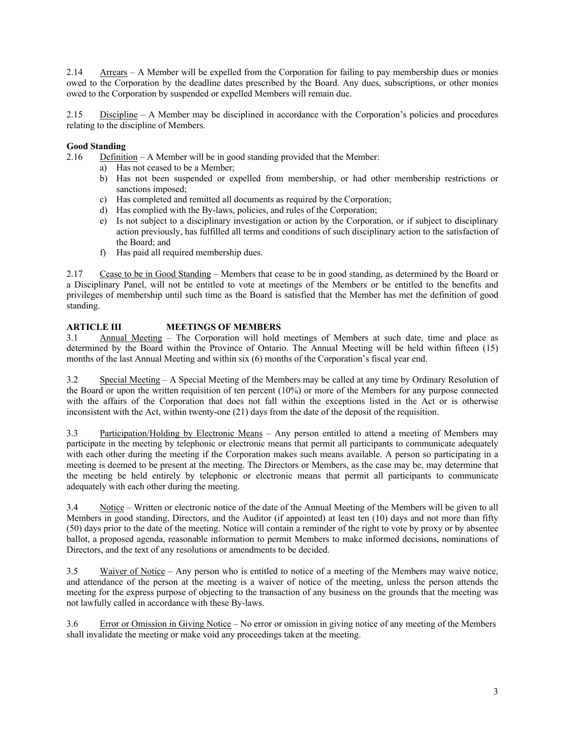2.14 Arrears – A Member will be expelled from the Corporation for failing to pay membership dues or monies owed to the Corporation by the deadline dates prescribed by the Board. Any dues, subscriptions, or other monies owed to the Corporation by suspended or expelled Members will remain due.

2.15 Discipline – A Member may be disciplined in accordance with the Corporation's policies and procedures relating to the discipline of Members.

**Good Standing**

2.16 Definition – A Member will be in good standing provided that the Member:

a) Has not ceased to be a Member;
b) Has not been suspended or expelled from membership, or had other membership restrictions or sanctions imposed;
c) Has completed and remitted all documents as required by the Corporation;
d) Has complied with the By-laws, policies, and rules of the Corporation;
e) Is not subject to a disciplinary investigation or action by the Corporation, or if subject to disciplinary action previously, has fulfilled all terms and conditions of such disciplinary action to the satisfaction of the Board; and
f) Has paid all required membership dues.

2.17 Cease to be in Good Standing – Members that cease to be in good standing, as determined by the Board or a Disciplinary Panel, will not be entitled to vote at meetings of the Members or be entitled to the benefits and privileges of membership until such time as the Board is satisfied that the Member has met the definition of good standing.

## ARTICLE III MEETINGS OF MEMBERS

3.1 Annual Meeting – The Corporation will hold meetings of Members at such date, time and place as determined by the Board within the Province of Ontario. The Annual Meeting will be held within fifteen (15) months of the last Annual Meeting and within six (6) months of the Corporation's fiscal year end.

3.2 Special Meeting – A Special Meeting of the Members may be called at any time by Ordinary Resolution of the Board or upon the written requisition of ten percent (10%) or more of the Members for any purpose connected with the affairs of the Corporation that does not fall within the exceptions listed in the Act or is otherwise inconsistent with the Act, within twenty-one (21) days from the date of the deposit of the requisition.

3.3 Participation/Holding by Electronic Means – Any person entitled to attend a meeting of Members may participate in the meeting by telephonic or electronic means that permit all participants to communicate adequately with each other during the meeting if the Corporation makes such means available. A person so participating in a meeting is deemed to be present at the meeting. The Directors or Members, as the case may be, may determine that the meeting be held entirely by telephonic or electronic means that permit all participants to communicate adequately with each other during the meeting.

3.4 Notice – Written or electronic notice of the date of the Annual Meeting of the Members will be given to all Members in good standing, Directors, and the Auditor (if appointed) at least ten (10) days and not more than fifty (50) days prior to the date of the meeting. Notice will contain a reminder of the right to vote by proxy or by absentee ballot, a proposed agenda, reasonable information to permit Members to make informed decisions, nominations of Directors, and the text of any resolutions or amendments to be decided.

3.5 Waiver of Notice – Any person who is entitled to notice of a meeting of the Members may waive notice, and attendance of the person at the meeting is a waiver of notice of the meeting, unless the person attends the meeting for the express purpose of objecting to the transaction of any business on the grounds that the meeting was not lawfully called in accordance with these By-laws.

3.6 Error or Omission in Giving Notice – No error or omission in giving notice of any meeting of the Members shall invalidate the meeting or make void any proceedings taken at the meeting.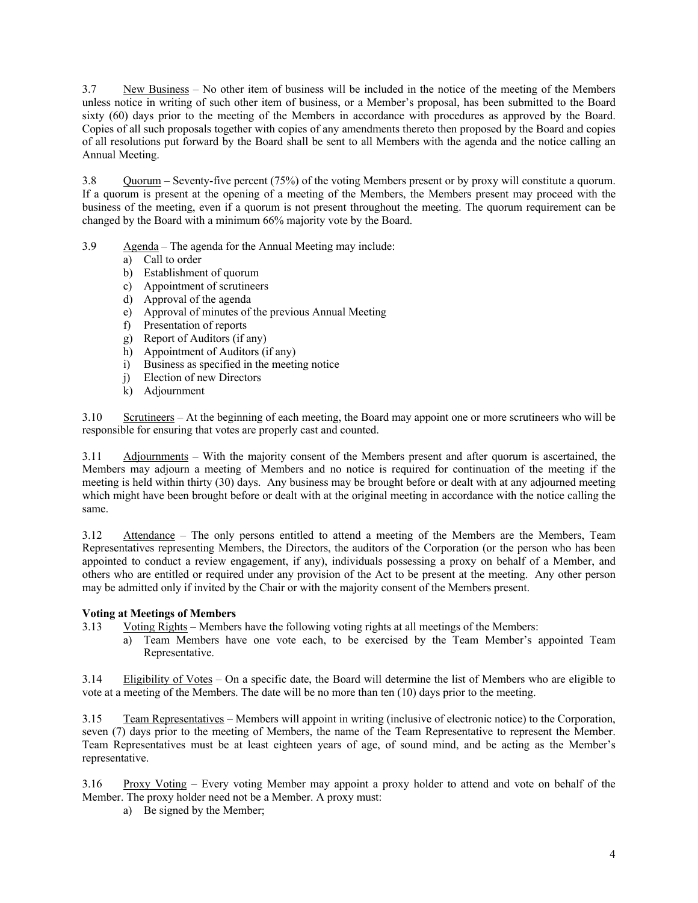3.7 New Business – No other item of business will be included in the notice of the meeting of the Members unless notice in writing of such other item of business, or a Member's proposal, has been submitted to the Board sixty (60) days prior to the meeting of the Members in accordance with procedures as approved by the Board. Copies of all such proposals together with copies of any amendments thereto then proposed by the Board and copies of all resolutions put forward by the Board shall be sent to all Members with the agenda and the notice calling an Annual Meeting.

3.8 Quorum – Seventy-five percent (75%) of the voting Members present or by proxy will constitute a quorum. If a quorum is present at the opening of a meeting of the Members, the Members present may proceed with the business of the meeting, even if a quorum is not present throughout the meeting. The quorum requirement can be changed by the Board with a minimum 66% majority vote by the Board.

3.9 Agenda – The agenda for the Annual Meeting may include:

a) Call to order
b) Establishment of quorum
c) Appointment of scrutineers
d) Approval of the agenda
e) Approval of minutes of the previous Annual Meeting
f) Presentation of reports
g) Report of Auditors (if any)
h) Appointment of Auditors (if any)
i) Business as specified in the meeting notice
j) Election of new Directors
k) Adjournment

3.10 Scrutineers – At the beginning of each meeting, the Board may appoint one or more scrutineers who will be responsible for ensuring that votes are properly cast and counted.

3.11 Adjournments – With the majority consent of the Members present and after quorum is ascertained, the Members may adjourn a meeting of Members and no notice is required for continuation of the meeting if the meeting is held within thirty (30) days. Any business may be brought before or dealt with at any adjourned meeting which might have been brought before or dealt with at the original meeting in accordance with the notice calling the same.

3.12 Attendance – The only persons entitled to attend a meeting of the Members are the Members, Team Representatives representing Members, the Directors, the auditors of the Corporation (or the person who has been appointed to conduct a review engagement, if any), individuals possessing a proxy on behalf of a Member, and others who are entitled or required under any provision of the Act to be present at the meeting. Any other person may be admitted only if invited by the Chair or with the majority consent of the Members present.

**Voting at Meetings of Members**

3.13 Voting Rights – Members have the following voting rights at all meetings of the Members:

a) Team Members have one vote each, to be exercised by the Team Member's appointed Team Representative.

3.14 Eligibility of Votes – On a specific date, the Board will determine the list of Members who are eligible to vote at a meeting of the Members. The date will be no more than ten (10) days prior to the meeting.

3.15 Team Representatives – Members will appoint in writing (inclusive of electronic notice) to the Corporation, seven (7) days prior to the meeting of Members, the name of the Team Representative to represent the Member. Team Representatives must be at least eighteen years of age, of sound mind, and be acting as the Member's representative.

3.16 Proxy Voting – Every voting Member may appoint a proxy holder to attend and vote on behalf of the Member. The proxy holder need not be a Member. A proxy must:

a) Be signed by the Member;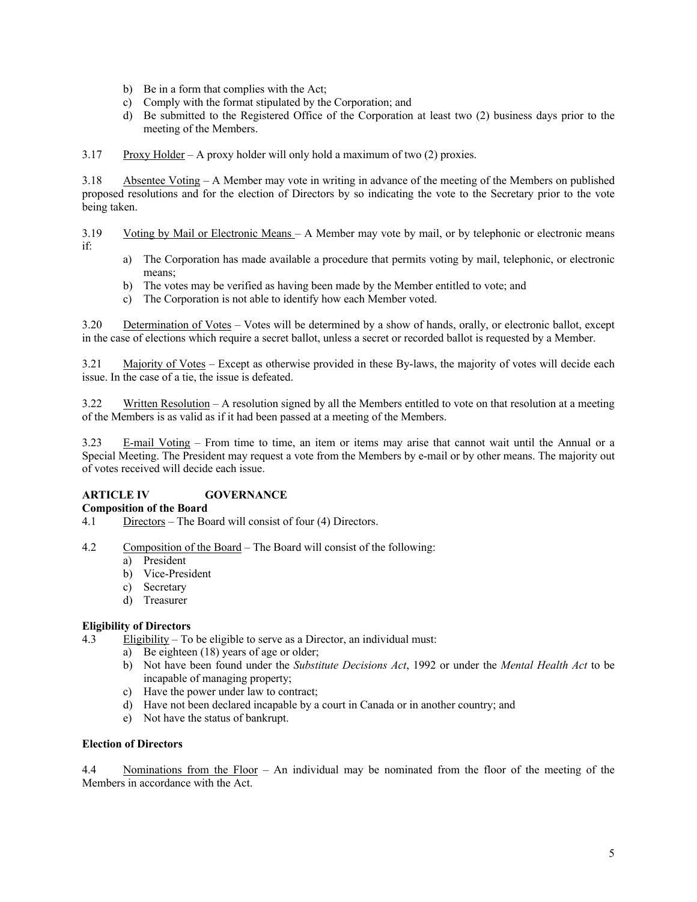b) Be in a form that complies with the Act;
c) Comply with the format stipulated by the Corporation; and
d) Be submitted to the Registered Office of the Corporation at least two (2) business days prior to the meeting of the Members.

3.17 Proxy Holder – A proxy holder will only hold a maximum of two (2) proxies.

3.18 Absentee Voting – A Member may vote in writing in advance of the meeting of the Members on published proposed resolutions and for the election of Directors by so indicating the vote to the Secretary prior to the vote being taken.

3.19 Voting by Mail or Electronic Means – A Member may vote by mail, or by telephonic or electronic means if:

a) The Corporation has made available a procedure that permits voting by mail, telephonic, or electronic means;
b) The votes may be verified as having been made by the Member entitled to vote; and
c) The Corporation is not able to identify how each Member voted.

3.20 Determination of Votes – Votes will be determined by a show of hands, orally, or electronic ballot, except in the case of elections which require a secret ballot, unless a secret or recorded ballot is requested by a Member.

3.21 Majority of Votes – Except as otherwise provided in these By-laws, the majority of votes will decide each issue. In the case of a tie, the issue is defeated.

3.22 Written Resolution – A resolution signed by all the Members entitled to vote on that resolution at a meeting of the Members is as valid as if it had been passed at a meeting of the Members.

3.23 E-mail Voting – From time to time, an item or items may arise that cannot wait until the Annual or a Special Meeting. The President may request a vote from the Members by e-mail or by other means. The majority out of votes received will decide each issue.

## ARTICLE IV GOVERNANCE

**Composition of the Board**

4.1 Directors – The Board will consist of four (4) Directors.

4.2 Composition of the Board – The Board will consist of the following:

a) President
b) Vice-President
c) Secretary
d) Treasurer

**Eligibility of Directors**

4.3 Eligibility – To be eligible to serve as a Director, an individual must:

a) Be eighteen (18) years of age or older;
b) Not have been found under the *Substitute Decisions Act*, 1992 or under the *Mental Health Act* to be incapable of managing property;
c) Have the power under law to contract;
d) Have not been declared incapable by a court in Canada or in another country; and
e) Not have the status of bankrupt.

**Election of Directors**

4.4 Nominations from the Floor – An individual may be nominated from the floor of the meeting of the Members in accordance with the Act.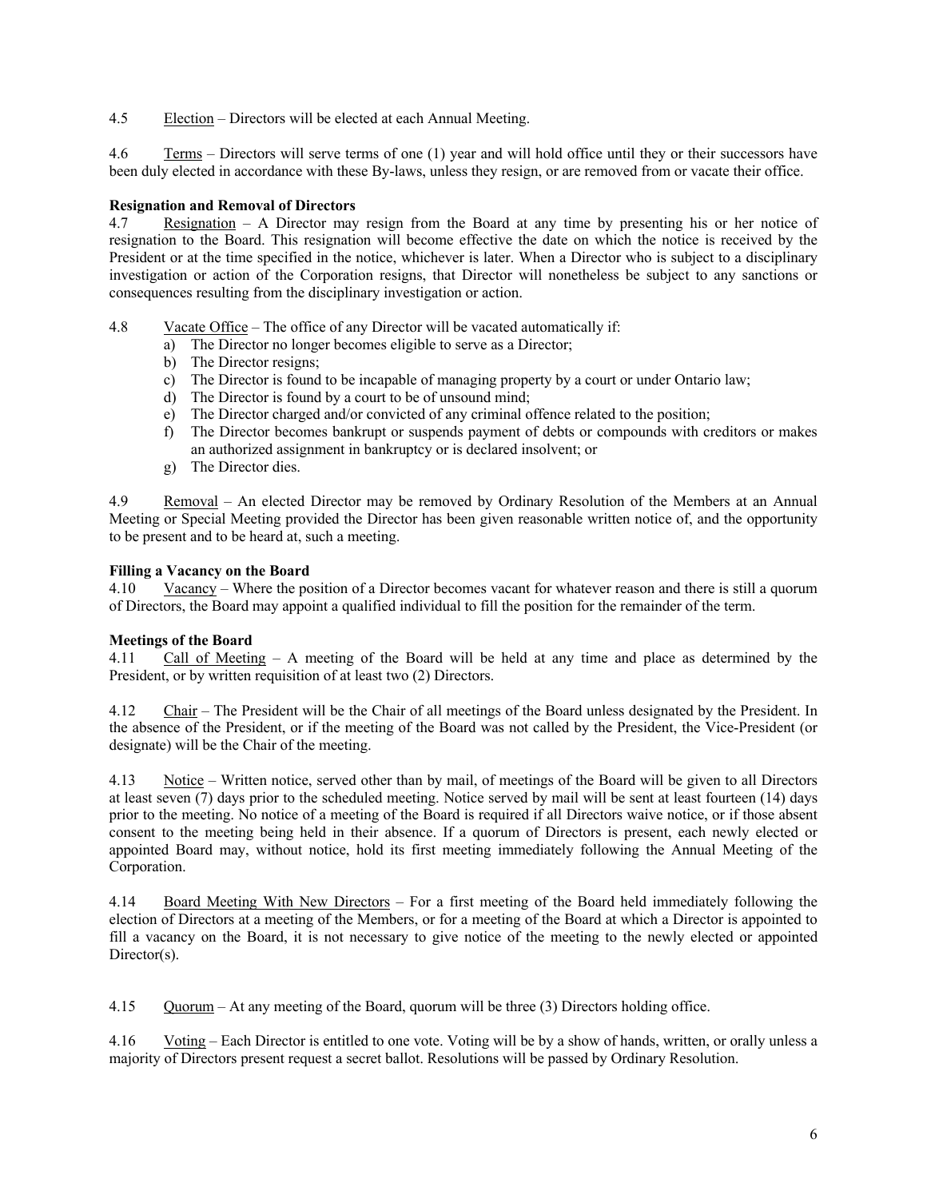4.5 Election – Directors will be elected at each Annual Meeting.

4.6 Terms – Directors will serve terms of one (1) year and will hold office until they or their successors have been duly elected in accordance with these By-laws, unless they resign, or are removed from or vacate their office.

**Resignation and Removal of Directors**

4.7 Resignation – A Director may resign from the Board at any time by presenting his or her notice of resignation to the Board. This resignation will become effective the date on which the notice is received by the President or at the time specified in the notice, whichever is later. When a Director who is subject to a disciplinary investigation or action of the Corporation resigns, that Director will nonetheless be subject to any sanctions or consequences resulting from the disciplinary investigation or action.

4.8 Vacate Office – The office of any Director will be vacated automatically if:

a) The Director no longer becomes eligible to serve as a Director;
b) The Director resigns;
c) The Director is found to be incapable of managing property by a court or under Ontario law;
d) The Director is found by a court to be of unsound mind;
e) The Director charged and/or convicted of any criminal offence related to the position;
f) The Director becomes bankrupt or suspends payment of debts or compounds with creditors or makes an authorized assignment in bankruptcy or is declared insolvent; or
g) The Director dies.

4.9 Removal – An elected Director may be removed by Ordinary Resolution of the Members at an Annual Meeting or Special Meeting provided the Director has been given reasonable written notice of, and the opportunity to be present and to be heard at, such a meeting.

**Filling a Vacancy on the Board**

4.10 Vacancy – Where the position of a Director becomes vacant for whatever reason and there is still a quorum of Directors, the Board may appoint a qualified individual to fill the position for the remainder of the term.

**Meetings of the Board**

4.11 Call of Meeting – A meeting of the Board will be held at any time and place as determined by the President, or by written requisition of at least two (2) Directors.

4.12 Chair – The President will be the Chair of all meetings of the Board unless designated by the President. In the absence of the President, or if the meeting of the Board was not called by the President, the Vice-President (or designate) will be the Chair of the meeting.

4.13 Notice – Written notice, served other than by mail, of meetings of the Board will be given to all Directors at least seven (7) days prior to the scheduled meeting. Notice served by mail will be sent at least fourteen (14) days prior to the meeting. No notice of a meeting of the Board is required if all Directors waive notice, or if those absent consent to the meeting being held in their absence. If a quorum of Directors is present, each newly elected or appointed Board may, without notice, hold its first meeting immediately following the Annual Meeting of the Corporation.

4.14 Board Meeting With New Directors – For a first meeting of the Board held immediately following the election of Directors at a meeting of the Members, or for a meeting of the Board at which a Director is appointed to fill a vacancy on the Board, it is not necessary to give notice of the meeting to the newly elected or appointed Director(s).

4.15 Quorum – At any meeting of the Board, quorum will be three (3) Directors holding office.

4.16 Voting – Each Director is entitled to one vote. Voting will be by a show of hands, written, or orally unless a majority of Directors present request a secret ballot. Resolutions will be passed by Ordinary Resolution.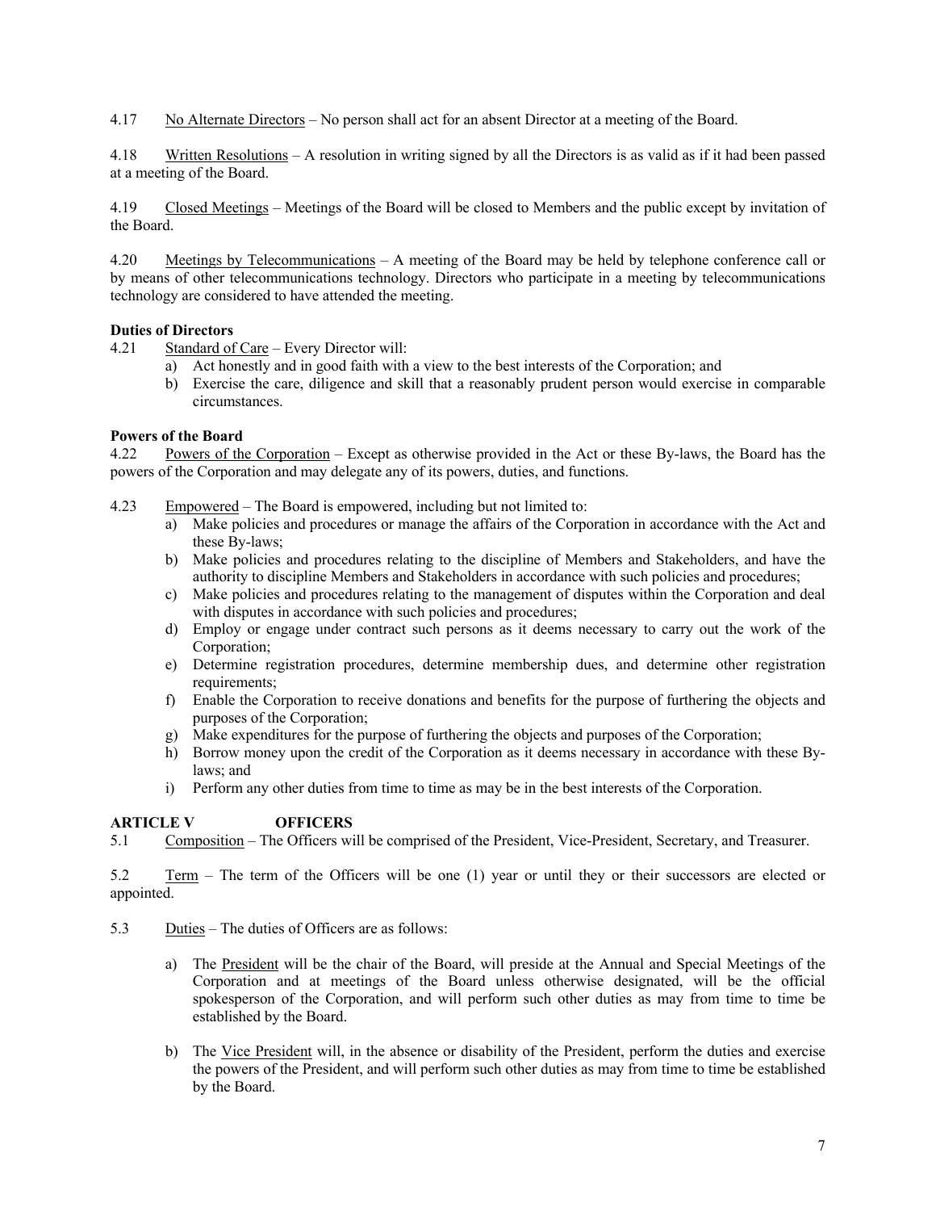4.17 No Alternate Directors – No person shall act for an absent Director at a meeting of the Board.

4.18 Written Resolutions – A resolution in writing signed by all the Directors is as valid as if it had been passed at a meeting of the Board.

4.19 Closed Meetings – Meetings of the Board will be closed to Members and the public except by invitation of the Board.

4.20 Meetings by Telecommunications – A meeting of the Board may be held by telephone conference call or by means of other telecommunications technology. Directors who participate in a meeting by telecommunications technology are considered to have attended the meeting.

**Duties of Directors**

4.21 Standard of Care – Every Director will:

a) Act honestly and in good faith with a view to the best interests of the Corporation; and
b) Exercise the care, diligence and skill that a reasonably prudent person would exercise in comparable circumstances.

**Powers of the Board**

4.22 Powers of the Corporation – Except as otherwise provided in the Act or these By-laws, the Board has the powers of the Corporation and may delegate any of its powers, duties, and functions.

4.23 Empowered – The Board is empowered, including but not limited to:

a) Make policies and procedures or manage the affairs of the Corporation in accordance with the Act and these By-laws;
b) Make policies and procedures relating to the discipline of Members and Stakeholders, and have the authority to discipline Members and Stakeholders in accordance with such policies and procedures;
c) Make policies and procedures relating to the management of disputes within the Corporation and deal with disputes in accordance with such policies and procedures;
d) Employ or engage under contract such persons as it deems necessary to carry out the work of the Corporation;
e) Determine registration procedures, determine membership dues, and determine other registration requirements;
f) Enable the Corporation to receive donations and benefits for the purpose of furthering the objects and purposes of the Corporation;
g) Make expenditures for the purpose of furthering the objects and purposes of the Corporation;
h) Borrow money upon the credit of the Corporation as it deems necessary in accordance with these By-laws; and
i) Perform any other duties from time to time as may be in the best interests of the Corporation.

## ARTICLE V OFFICERS

5.1 Composition – The Officers will be comprised of the President, Vice-President, Secretary, and Treasurer.

5.2 Term – The term of the Officers will be one (1) year or until they or their successors are elected or appointed.

5.3 Duties – The duties of Officers are as follows:

a) The President will be the chair of the Board, will preside at the Annual and Special Meetings of the Corporation and at meetings of the Board unless otherwise designated, will be the official spokesperson of the Corporation, and will perform such other duties as may from time to time be established by the Board.

b) The Vice President will, in the absence or disability of the President, perform the duties and exercise the powers of the President, and will perform such other duties as may from time to time be established by the Board.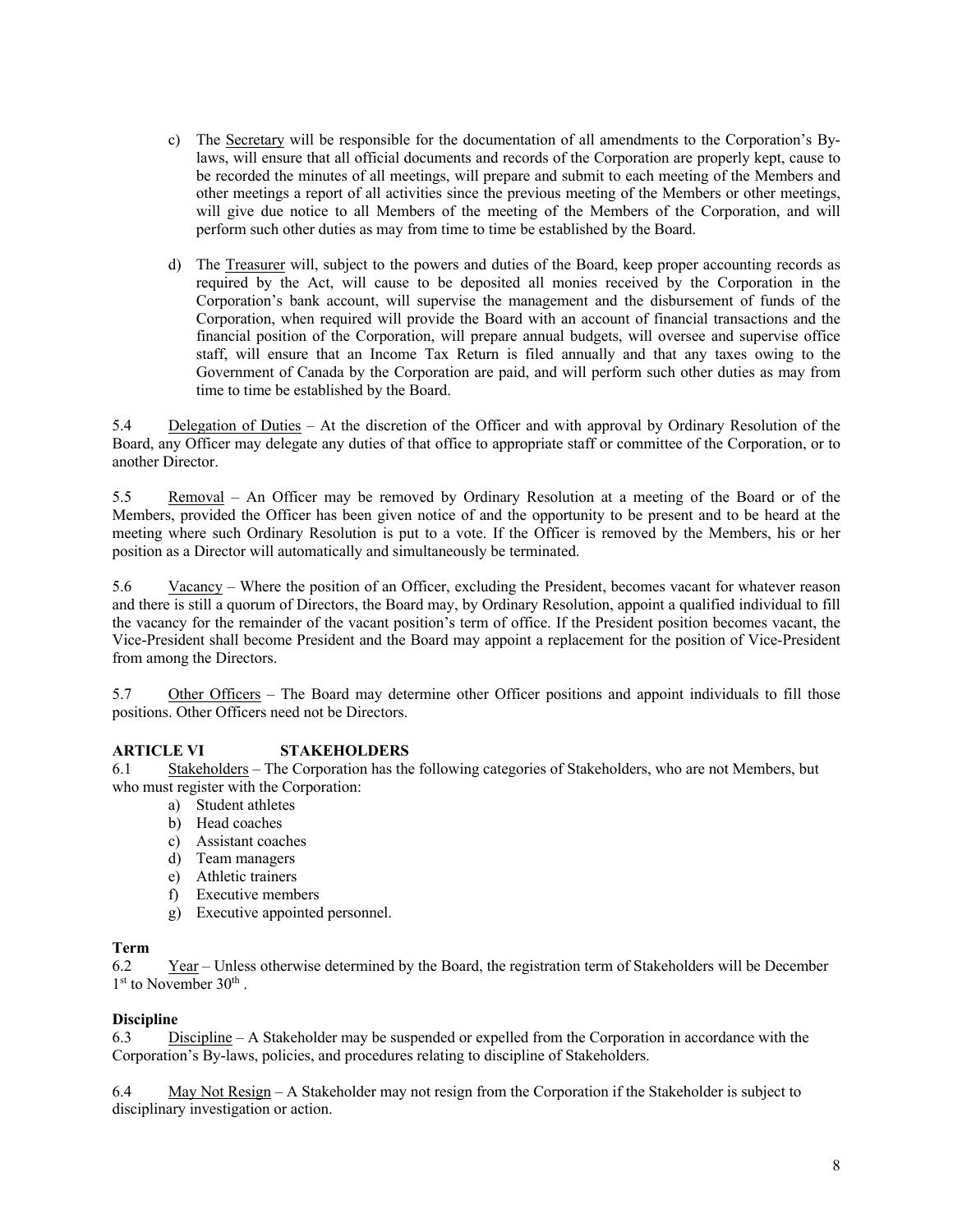c) The Secretary will be responsible for the documentation of all amendments to the Corporation's By-laws, will ensure that all official documents and records of the Corporation are properly kept, cause to be recorded the minutes of all meetings, will prepare and submit to each meeting of the Members and other meetings a report of all activities since the previous meeting of the Members or other meetings, will give due notice to all Members of the meeting of the Members of the Corporation, and will perform such other duties as may from time to time be established by the Board.

d) The Treasurer will, subject to the powers and duties of the Board, keep proper accounting records as required by the Act, will cause to be deposited all monies received by the Corporation in the Corporation's bank account, will supervise the management and the disbursement of funds of the Corporation, when required will provide the Board with an account of financial transactions and the financial position of the Corporation, will prepare annual budgets, will oversee and supervise office staff, will ensure that an Income Tax Return is filed annually and that any taxes owing to the Government of Canada by the Corporation are paid, and will perform such other duties as may from time to time be established by the Board.

5.4 Delegation of Duties – At the discretion of the Officer and with approval by Ordinary Resolution of the Board, any Officer may delegate any duties of that office to appropriate staff or committee of the Corporation, or to another Director.

5.5 Removal – An Officer may be removed by Ordinary Resolution at a meeting of the Board or of the Members, provided the Officer has been given notice of and the opportunity to be present and to be heard at the meeting where such Ordinary Resolution is put to a vote. If the Officer is removed by the Members, his or her position as a Director will automatically and simultaneously be terminated.

5.6 Vacancy – Where the position of an Officer, excluding the President, becomes vacant for whatever reason and there is still a quorum of Directors, the Board may, by Ordinary Resolution, appoint a qualified individual to fill the vacancy for the remainder of the vacant position's term of office. If the President position becomes vacant, the Vice-President shall become President and the Board may appoint a replacement for the position of Vice-President from among the Directors.

5.7 Other Officers – The Board may determine other Officer positions and appoint individuals to fill those positions. Other Officers need not be Directors.

## ARTICLE VI STAKEHOLDERS

6.1 Stakeholders – The Corporation has the following categories of Stakeholders, who are not Members, but who must register with the Corporation:

a) Student athletes
b) Head coaches
c) Assistant coaches
d) Team managers
e) Athletic trainers
f) Executive members
g) Executive appointed personnel.

**Term**

6.2 Year – Unless otherwise determined by the Board, the registration term of Stakeholders will be December 1st to November 30th .

**Discipline**

6.3 Discipline – A Stakeholder may be suspended or expelled from the Corporation in accordance with the Corporation's By-laws, policies, and procedures relating to discipline of Stakeholders.

6.4 May Not Resign – A Stakeholder may not resign from the Corporation if the Stakeholder is subject to disciplinary investigation or action.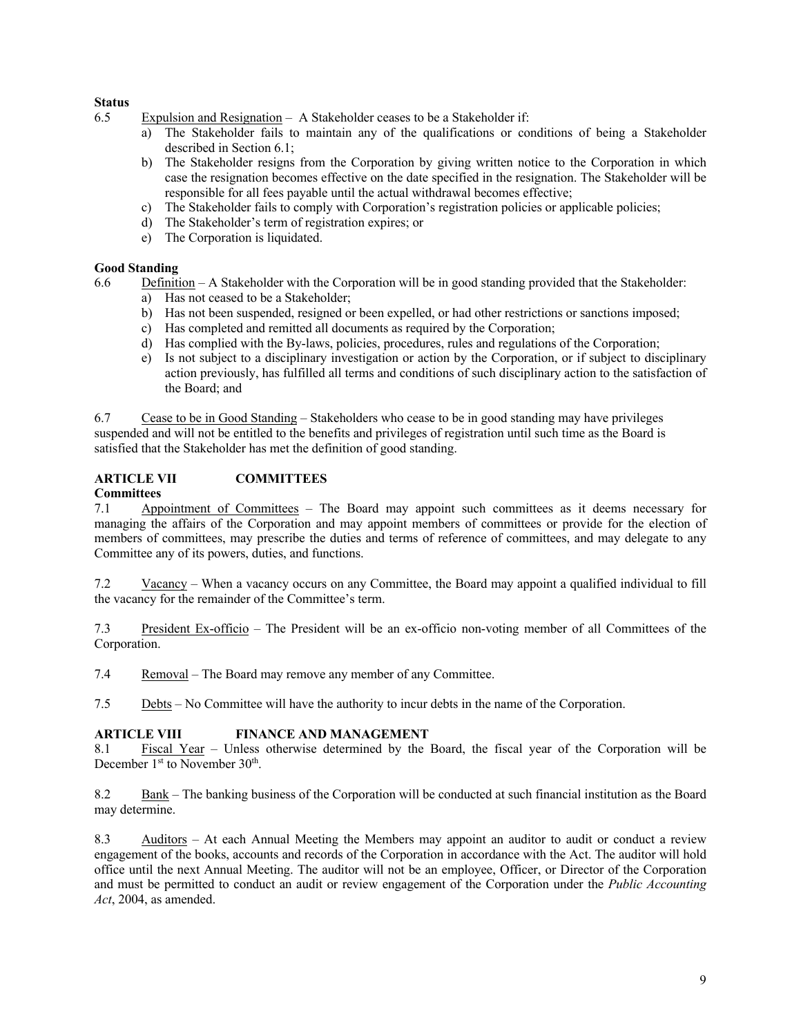**Status**

6.5 Expulsion and Resignation – A Stakeholder ceases to be a Stakeholder if:

a) The Stakeholder fails to maintain any of the qualifications or conditions of being a Stakeholder described in Section 6.1;
b) The Stakeholder resigns from the Corporation by giving written notice to the Corporation in which case the resignation becomes effective on the date specified in the resignation. The Stakeholder will be responsible for all fees payable until the actual withdrawal becomes effective;
c) The Stakeholder fails to comply with Corporation's registration policies or applicable policies;
d) The Stakeholder's term of registration expires; or
e) The Corporation is liquidated.

**Good Standing**

6.6 Definition – A Stakeholder with the Corporation will be in good standing provided that the Stakeholder:

a) Has not ceased to be a Stakeholder;
b) Has not been suspended, resigned or been expelled, or had other restrictions or sanctions imposed;
c) Has completed and remitted all documents as required by the Corporation;
d) Has complied with the By-laws, policies, procedures, rules and regulations of the Corporation;
e) Is not subject to a disciplinary investigation or action by the Corporation, or if subject to disciplinary action previously, has fulfilled all terms and conditions of such disciplinary action to the satisfaction of the Board; and

6.7 Cease to be in Good Standing – Stakeholders who cease to be in good standing may have privileges suspended and will not be entitled to the benefits and privileges of registration until such time as the Board is satisfied that the Stakeholder has met the definition of good standing.

## ARTICLE VII COMMITTEES

**Committees**

7.1 Appointment of Committees – The Board may appoint such committees as it deems necessary for managing the affairs of the Corporation and may appoint members of committees or provide for the election of members of committees, may prescribe the duties and terms of reference of committees, and may delegate to any Committee any of its powers, duties, and functions.

7.2 Vacancy – When a vacancy occurs on any Committee, the Board may appoint a qualified individual to fill the vacancy for the remainder of the Committee's term.

7.3 President Ex-officio – The President will be an ex-officio non-voting member of all Committees of the Corporation.

7.4 Removal – The Board may remove any member of any Committee.

7.5 Debts – No Committee will have the authority to incur debts in the name of the Corporation.

## ARTICLE VIII FINANCE AND MANAGEMENT

8.1 Fiscal Year – Unless otherwise determined by the Board, the fiscal year of the Corporation will be December 1st to November 30th.

8.2 Bank – The banking business of the Corporation will be conducted at such financial institution as the Board may determine.

8.3 Auditors – At each Annual Meeting the Members may appoint an auditor to audit or conduct a review engagement of the books, accounts and records of the Corporation in accordance with the Act. The auditor will hold office until the next Annual Meeting. The auditor will not be an employee, Officer, or Director of the Corporation and must be permitted to conduct an audit or review engagement of the Corporation under the *Public Accounting Act*, 2004, as amended.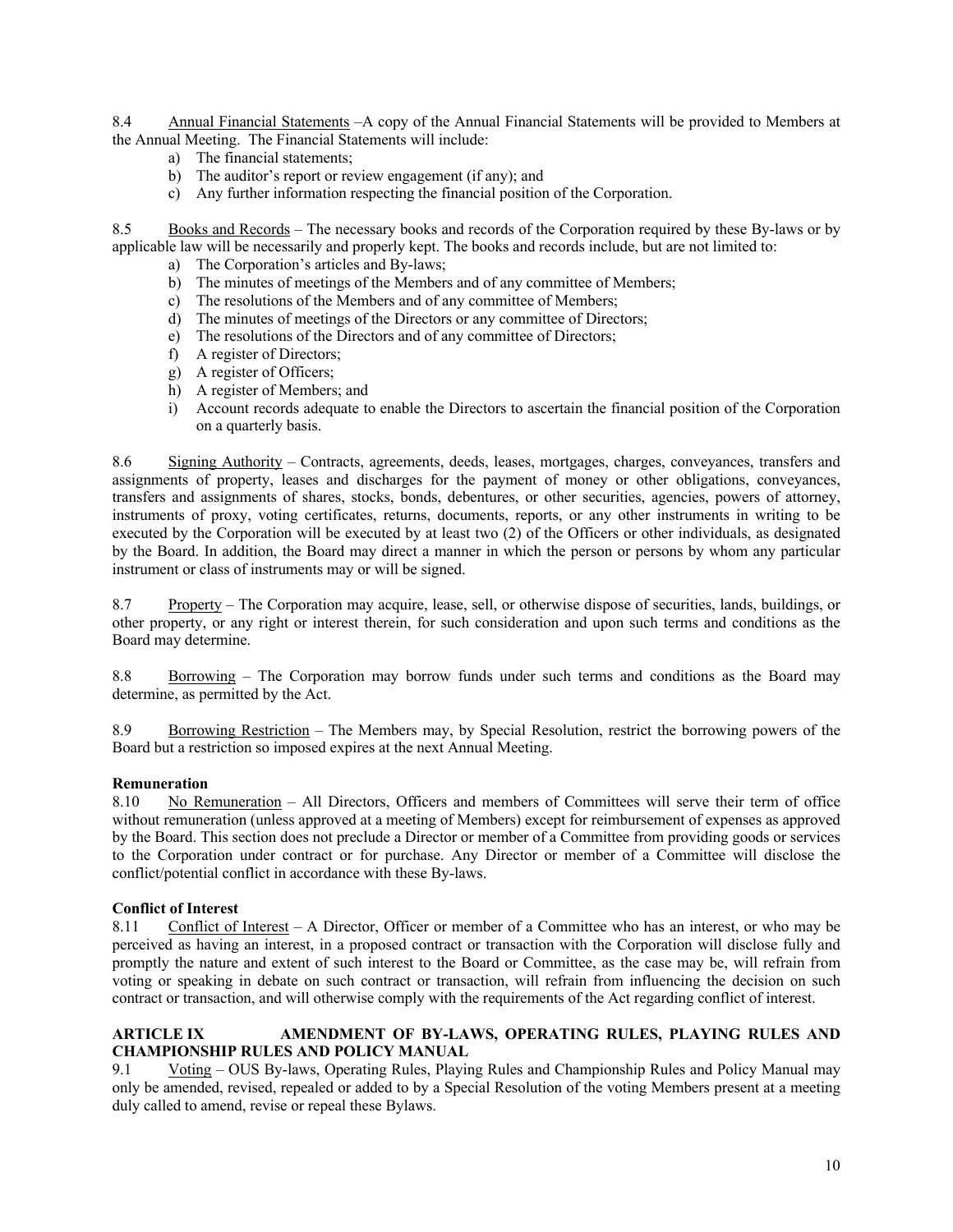8.4 Annual Financial Statements –A copy of the Annual Financial Statements will be provided to Members at the Annual Meeting. The Financial Statements will include:

a) The financial statements;
b) The auditor's report or review engagement (if any); and
c) Any further information respecting the financial position of the Corporation.

8.5 Books and Records – The necessary books and records of the Corporation required by these By-laws or by applicable law will be necessarily and properly kept. The books and records include, but are not limited to:

a) The Corporation's articles and By-laws;
b) The minutes of meetings of the Members and of any committee of Members;
c) The resolutions of the Members and of any committee of Members;
d) The minutes of meetings of the Directors or any committee of Directors;
e) The resolutions of the Directors and of any committee of Directors;
f) A register of Directors;
g) A register of Officers;
h) A register of Members; and
i) Account records adequate to enable the Directors to ascertain the financial position of the Corporation on a quarterly basis.

8.6 Signing Authority – Contracts, agreements, deeds, leases, mortgages, charges, conveyances, transfers and assignments of property, leases and discharges for the payment of money or other obligations, conveyances, transfers and assignments of shares, stocks, bonds, debentures, or other securities, agencies, powers of attorney, instruments of proxy, voting certificates, returns, documents, reports, or any other instruments in writing to be executed by the Corporation will be executed by at least two (2) of the Officers or other individuals, as designated by the Board. In addition, the Board may direct a manner in which the person or persons by whom any particular instrument or class of instruments may or will be signed.

8.7 Property – The Corporation may acquire, lease, sell, or otherwise dispose of securities, lands, buildings, or other property, or any right or interest therein, for such consideration and upon such terms and conditions as the Board may determine.

8.8 Borrowing – The Corporation may borrow funds under such terms and conditions as the Board may determine, as permitted by the Act.

8.9 Borrowing Restriction – The Members may, by Special Resolution, restrict the borrowing powers of the Board but a restriction so imposed expires at the next Annual Meeting.

**Remuneration**

8.10 No Remuneration – All Directors, Officers and members of Committees will serve their term of office without remuneration (unless approved at a meeting of Members) except for reimbursement of expenses as approved by the Board. This section does not preclude a Director or member of a Committee from providing goods or services to the Corporation under contract or for purchase. Any Director or member of a Committee will disclose the conflict/potential conflict in accordance with these By-laws.

**Conflict of Interest**

8.11 Conflict of Interest – A Director, Officer or member of a Committee who has an interest, or who may be perceived as having an interest, in a proposed contract or transaction with the Corporation will disclose fully and promptly the nature and extent of such interest to the Board or Committee, as the case may be, will refrain from voting or speaking in debate on such contract or transaction, will refrain from influencing the decision on such contract or transaction, and will otherwise comply with the requirements of the Act regarding conflict of interest.

## ARTICLE IX AMENDMENT OF BY-LAWS, OPERATING RULES, PLAYING RULES AND CHAMPIONSHIP RULES AND POLICY MANUAL

9.1 Voting – OUS By-laws, Operating Rules, Playing Rules and Championship Rules and Policy Manual may only be amended, revised, repealed or added to by a Special Resolution of the voting Members present at a meeting duly called to amend, revise or repeal these Bylaws.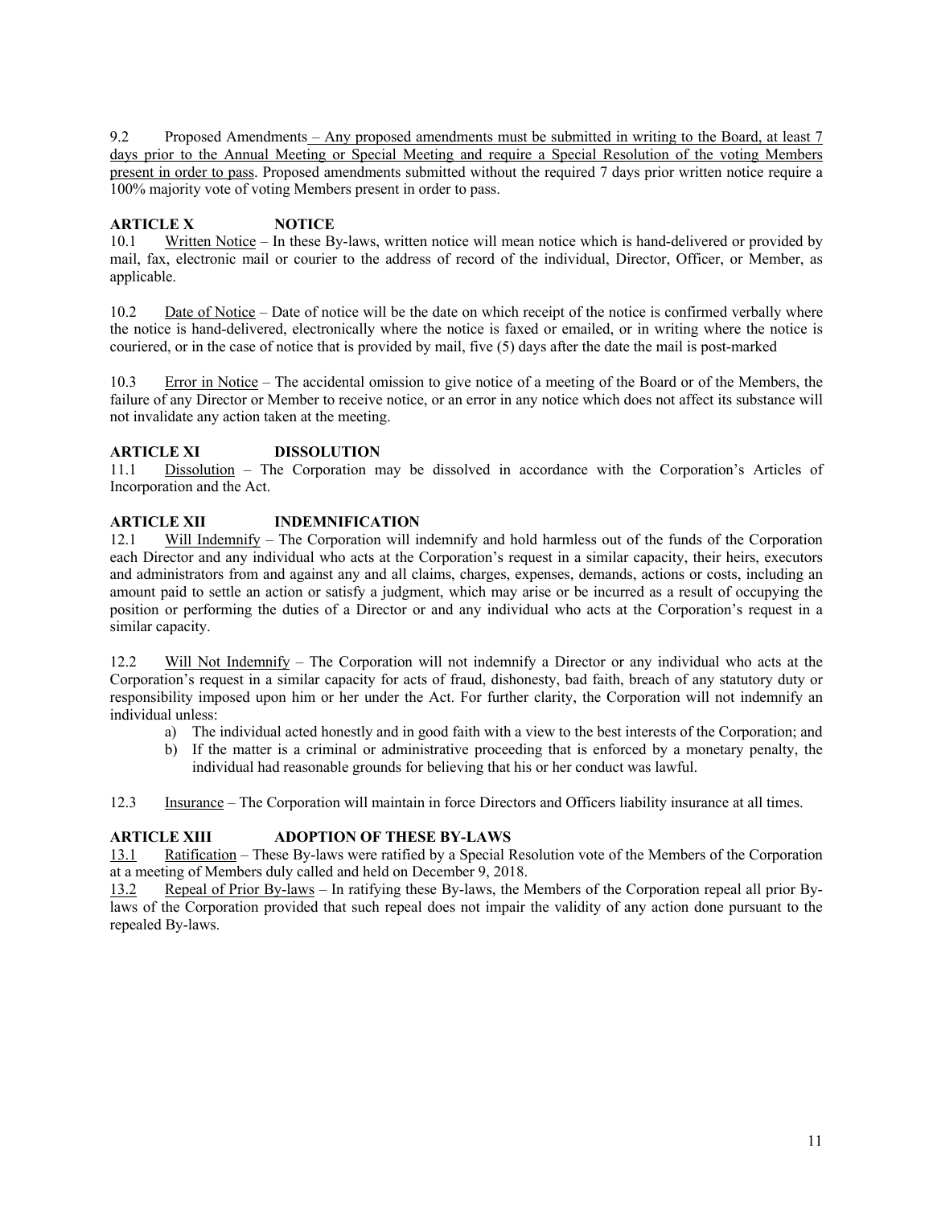9.2 Proposed Amendments – Any proposed amendments must be submitted in writing to the Board, at least 7 days prior to the Annual Meeting or Special Meeting and require a Special Resolution of the voting Members present in order to pass. Proposed amendments submitted without the required 7 days prior written notice require a 100% majority vote of voting Members present in order to pass.

**ARTICLE X NOTICE**

10.1 Written Notice – In these By-laws, written notice will mean notice which is hand-delivered or provided by mail, fax, electronic mail or courier to the address of record of the individual, Director, Officer, or Member, as applicable.

10.2 Date of Notice – Date of notice will be the date on which receipt of the notice is confirmed verbally where the notice is hand-delivered, electronically where the notice is faxed or emailed, or in writing where the notice is couriered, or in the case of notice that is provided by mail, five (5) days after the date the mail is post-marked

10.3 Error in Notice – The accidental omission to give notice of a meeting of the Board or of the Members, the failure of any Director or Member to receive notice, or an error in any notice which does not affect its substance will not invalidate any action taken at the meeting.

**ARTICLE XI DISSOLUTION**

11.1 Dissolution – The Corporation may be dissolved in accordance with the Corporation's Articles of Incorporation and the Act.

**ARTICLE XII INDEMNIFICATION**

12.1 Will Indemnify – The Corporation will indemnify and hold harmless out of the funds of the Corporation each Director and any individual who acts at the Corporation's request in a similar capacity, their heirs, executors and administrators from and against any and all claims, charges, expenses, demands, actions or costs, including an amount paid to settle an action or satisfy a judgment, which may arise or be incurred as a result of occupying the position or performing the duties of a Director or and any individual who acts at the Corporation's request in a similar capacity.

12.2 Will Not Indemnify – The Corporation will not indemnify a Director or any individual who acts at the Corporation's request in a similar capacity for acts of fraud, dishonesty, bad faith, breach of any statutory duty or responsibility imposed upon him or her under the Act. For further clarity, the Corporation will not indemnify an individual unless:

a) The individual acted honestly and in good faith with a view to the best interests of the Corporation; and
b) If the matter is a criminal or administrative proceeding that is enforced by a monetary penalty, the individual had reasonable grounds for believing that his or her conduct was lawful.

12.3 Insurance – The Corporation will maintain in force Directors and Officers liability insurance at all times.

**ARTICLE XIII ADOPTION OF THESE BY-LAWS**

13.1 Ratification – These By-laws were ratified by a Special Resolution vote of the Members of the Corporation at a meeting of Members duly called and held on December 9, 2018.

13.2 Repeal of Prior By-laws – In ratifying these By-laws, the Members of the Corporation repeal all prior By-laws of the Corporation provided that such repeal does not impair the validity of any action done pursuant to the repealed By-laws.